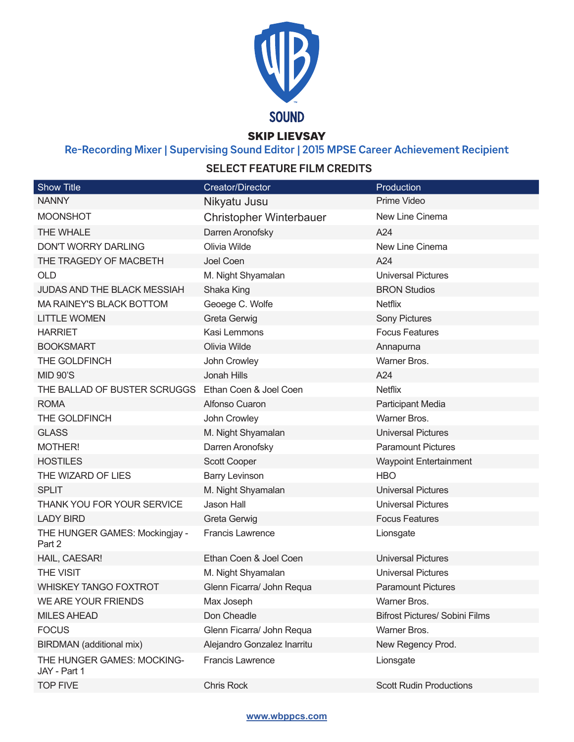SOUND

# SKIP LIEVSAY

## Re-Recording Mixer | Supervising Sound Editor | 2015 MPSE Career Achievement Recipient

### SELECT FEATURE FILM CREDITS

| Show Title | Creator/Director | Production |
|---|---|---|
| NANNY | Nikyatu Jusu | Prime Video |
| MOONSHOT | Christopher Winterbauer | New Line Cinema |
| THE WHALE | Darren Aronofsky | A24 |
| DON'T WORRY DARLING | Olivia Wilde | New Line Cinema |
| THE TRAGEDY OF MACBETH | Joel Coen | A24 |
| OLD | M. Night Shyamalan | Universal Pictures |
| JUDAS AND THE BLACK MESSIAH | Shaka King | BRON Studios |
| MA RAINEY'S BLACK BOTTOM | Geoege C. Wolfe | Netflix |
| LITTLE WOMEN | Greta Gerwig | Sony Pictures |
| HARRIET | Kasi Lemmons | Focus Features |
| BOOKSMART | Olivia Wilde | Annapurna |
| THE GOLDFINCH | John Crowley | Warner Bros. |
| MID 90'S | Jonah Hills | A24 |
| THE BALLAD OF BUSTER SCRUGGS | Ethan Coen & Joel Coen | Netflix |
| ROMA | Alfonso Cuaron | Participant Media |
| THE GOLDFINCH | John Crowley | Warner Bros. |
| GLASS | M. Night Shyamalan | Universal Pictures |
| MOTHER! | Darren Aronofsky | Paramount Pictures |
| HOSTILES | Scott Cooper | Waypoint Entertainment |
| THE WIZARD OF LIES | Barry Levinson | HBO |
| SPLIT | M. Night Shyamalan | Universal Pictures |
| THANK YOU FOR YOUR SERVICE | Jason Hall | Universal Pictures |
| LADY BIRD | Greta Gerwig | Focus Features |
| THE HUNGER GAMES: Mockingjay - Part 2 | Francis Lawrence | Lionsgate |
| HAIL, CAESAR! | Ethan Coen & Joel Coen | Universal Pictures |
| THE VISIT | M. Night Shyamalan | Universal Pictures |
| WHISKEY TANGO FOXTROT | Glenn Ficarra/ John Requa | Paramount Pictures |
| WE ARE YOUR FRIENDS | Max Joseph | Warner Bros. |
| MILES AHEAD | Don Cheadle | Bifrost Pictures/ Sobini Films |
| FOCUS | Glenn Ficarra/ John Requa | Warner Bros. |
| BIRDMAN (additional mix) | Alejandro Gonzalez Inarritu | New Regency Prod. |
| THE HUNGER GAMES: MOCKING-JAY - Part 1 | Francis Lawrence | Lionsgate |
| TOP FIVE | Chris Rock | Scott Rudin Productions |

www.wbppcs.com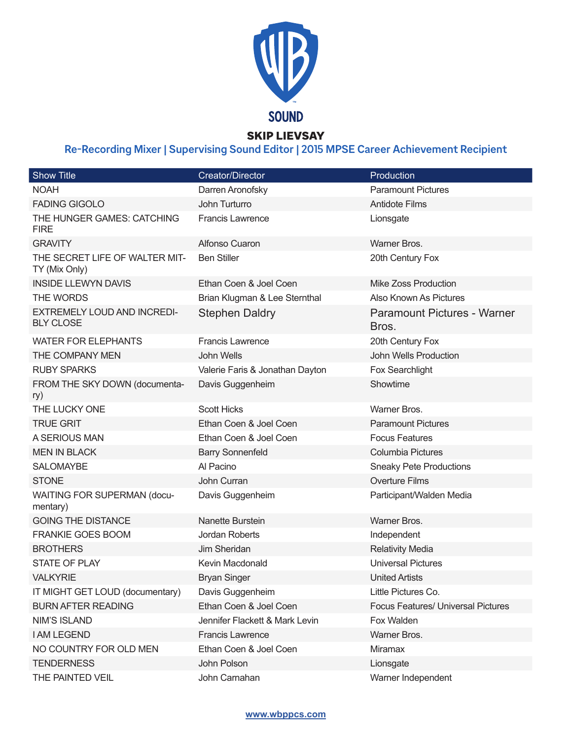SOUND

# SKIP LIEVSAY

## Re-Recording Mixer | Supervising Sound Editor | 2015 MPSE Career Achievement Recipient

| Show Title | Creator/Director | Production |
|---|---|---|
| NOAH | Darren Aronofsky | Paramount Pictures |
| FADING GIGOLO | John Turturro | Antidote Films |
| THE HUNGER GAMES: CATCHING FIRE | Francis Lawrence | Lionsgate |
| GRAVITY | Alfonso Cuaron | Warner Bros. |
| THE SECRET LIFE OF WALTER MITTY (Mix Only) | Ben Stiller | 20th Century Fox |
| INSIDE LLEWYN DAVIS | Ethan Coen & Joel Coen | Mike Zoss Production |
| THE WORDS | Brian Klugman & Lee Sternthal | Also Known As Pictures |
| EXTREMELY LOUD AND INCREDIBLY CLOSE | Stephen Daldry | Paramount Pictures - Warner Bros. |
| WATER FOR ELEPHANTS | Francis Lawrence | 20th Century Fox |
| THE COMPANY MEN | John Wells | John Wells Production |
| RUBY SPARKS | Valerie Faris & Jonathan Dayton | Fox Searchlight |
| FROM THE SKY DOWN (documentary) | Davis Guggenheim | Showtime |
| THE LUCKY ONE | Scott Hicks | Warner Bros. |
| TRUE GRIT | Ethan Coen & Joel Coen | Paramount Pictures |
| A SERIOUS MAN | Ethan Coen & Joel Coen | Focus Features |
| MEN IN BLACK | Barry Sonnenfeld | Columbia Pictures |
| SALOMAYBE | Al Pacino | Sneaky Pete Productions |
| STONE | John Curran | Overture Films |
| WAITING FOR SUPERMAN (documentary) | Davis Guggenheim | Participant/Walden Media |
| GOING THE DISTANCE | Nanette Burstein | Warner Bros. |
| FRANKIE GOES BOOM | Jordan Roberts | Independent |
| BROTHERS | Jim Sheridan | Relativity Media |
| STATE OF PLAY | Kevin Macdonald | Universal Pictures |
| VALKYRIE | Bryan Singer | United Artists |
| IT MIGHT GET LOUD (documentary) | Davis Guggenheim | Little Pictures Co. |
| BURN AFTER READING | Ethan Coen & Joel Coen | Focus Features/ Universal Pictures |
| NIM'S ISLAND | Jennifer Flackett & Mark Levin | Fox Walden |
| I AM LEGEND | Francis Lawrence | Warner Bros. |
| NO COUNTRY FOR OLD MEN | Ethan Coen & Joel Coen | Miramax |
| TENDERNESS | John Polson | Lionsgate |
| THE PAINTED VEIL | John Carnahan | Warner Independent |

www.wbppcs.com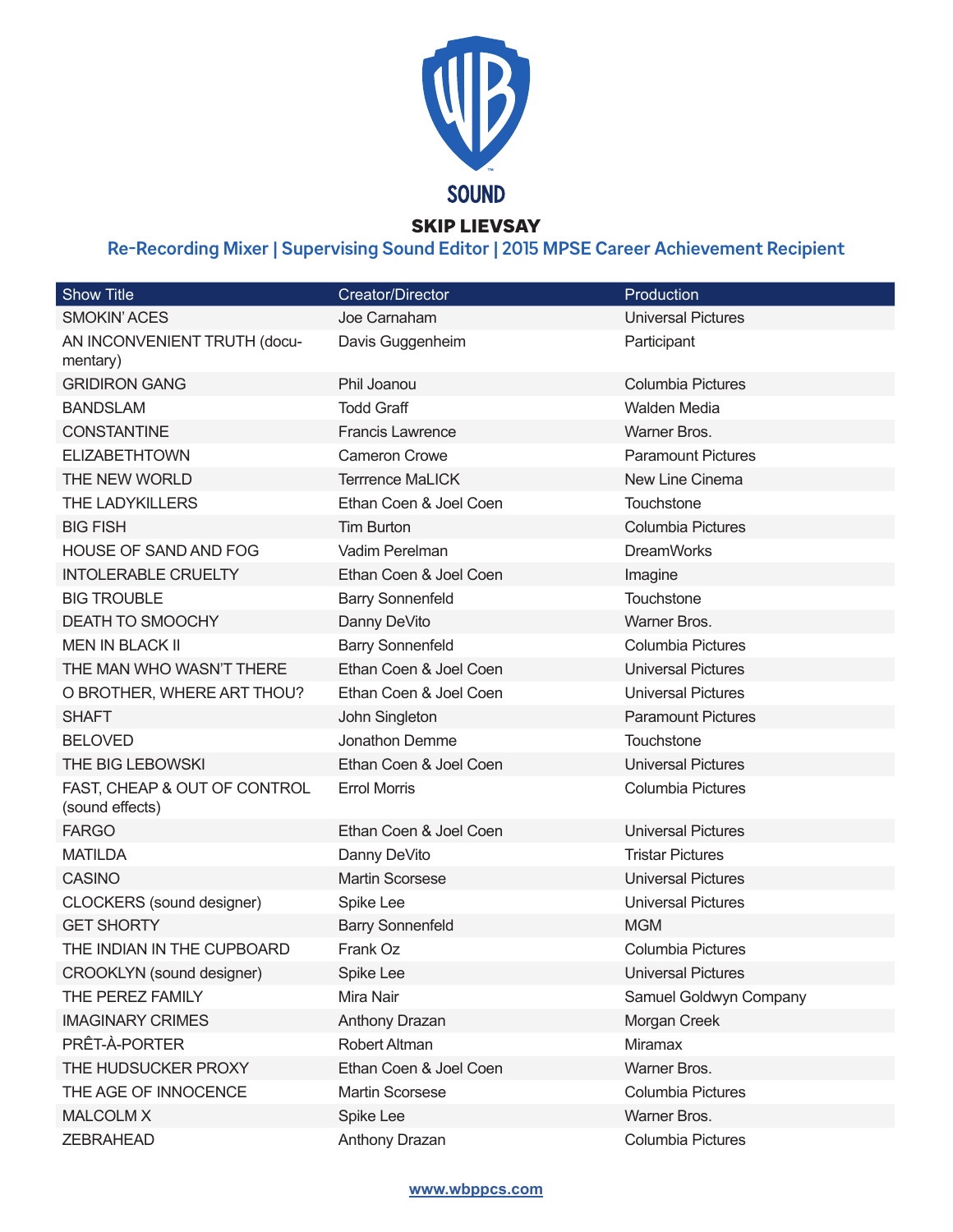SOUND

# SKIP LIEVSAY

## Re-Recording Mixer | Supervising Sound Editor | 2015 MPSE Career Achievement Recipient

| Show Title | Creator/Director | Production |
|---|---|---|
| SMOKIN' ACES | Joe Carnaham | Universal Pictures |
| AN INCONVENIENT TRUTH (documentary) | Davis Guggenheim | Participant |
| GRIDIRON GANG | Phil Joanou | Columbia Pictures |
| BANDSLAM | Todd Graff | Walden Media |
| CONSTANTINE | Francis Lawrence | Warner Bros. |
| ELIZABETHTOWN | Cameron Crowe | Paramount Pictures |
| THE NEW WORLD | Terrrence MaLICK | New Line Cinema |
| THE LADYKILLERS | Ethan Coen & Joel Coen | Touchstone |
| BIG FISH | Tim Burton | Columbia Pictures |
| HOUSE OF SAND AND FOG | Vadim Perelman | DreamWorks |
| INTOLERABLE CRUELTY | Ethan Coen & Joel Coen | Imagine |
| BIG TROUBLE | Barry Sonnenfeld | Touchstone |
| DEATH TO SMOOCHY | Danny DeVito | Warner Bros. |
| MEN IN BLACK II | Barry Sonnenfeld | Columbia Pictures |
| THE MAN WHO WASN'T THERE | Ethan Coen & Joel Coen | Universal Pictures |
| O BROTHER, WHERE ART THOU? | Ethan Coen & Joel Coen | Universal Pictures |
| SHAFT | John Singleton | Paramount Pictures |
| BELOVED | Jonathon Demme | Touchstone |
| THE BIG LEBOWSKI | Ethan Coen & Joel Coen | Universal Pictures |
| FAST, CHEAP & OUT OF CONTROL (sound effects) | Errol Morris | Columbia Pictures |
| FARGO | Ethan Coen & Joel Coen | Universal Pictures |
| MATILDA | Danny DeVito | Tristar Pictures |
| CASINO | Martin Scorsese | Universal Pictures |
| CLOCKERS (sound designer) | Spike Lee | Universal Pictures |
| GET SHORTY | Barry Sonnenfeld | MGM |
| THE INDIAN IN THE CUPBOARD | Frank Oz | Columbia Pictures |
| CROOKLYN (sound designer) | Spike Lee | Universal Pictures |
| THE PEREZ FAMILY | Mira Nair | Samuel Goldwyn Company |
| IMAGINARY CRIMES | Anthony Drazan | Morgan Creek |
| PRÊT-À-PORTER | Robert Altman | Miramax |
| THE HUDSUCKER PROXY | Ethan Coen & Joel Coen | Warner Bros. |
| THE AGE OF INNOCENCE | Martin Scorsese | Columbia Pictures |
| MALCOLM X | Spike Lee | Warner Bros. |
| ZEBRAHEAD | Anthony Drazan | Columbia Pictures |

www.wbppcs.com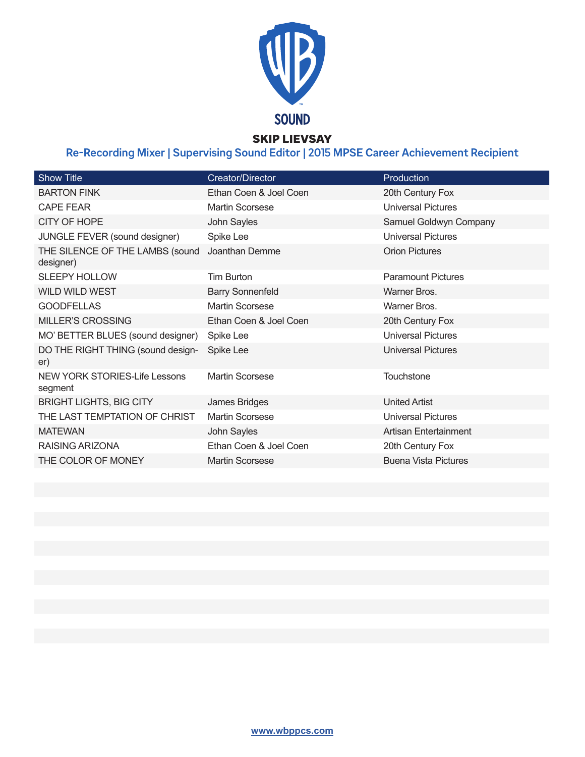SOUND

# SKIP LIEVSAY

## Re-Recording Mixer | Supervising Sound Editor | 2015 MPSE Career Achievement Recipient

| Show Title | Creator/Director | Production |
|---|---|---|
| BARTON FINK | Ethan Coen & Joel Coen | 20th Century Fox |
| CAPE FEAR | Martin Scorsese | Universal Pictures |
| CITY OF HOPE | John Sayles | Samuel Goldwyn Company |
| JUNGLE FEVER (sound designer) | Spike Lee | Universal Pictures |
| THE SILENCE OF THE LAMBS (sound designer) | Joanthan Demme | Orion Pictures |
| SLEEPY HOLLOW | Tim Burton | Paramount Pictures |
| WILD WILD WEST | Barry Sonnenfeld | Warner Bros. |
| GOODFELLAS | Martin Scorsese | Warner Bros. |
| MILLER'S CROSSING | Ethan Coen & Joel Coen | 20th Century Fox |
| MO' BETTER BLUES (sound designer) | Spike Lee | Universal Pictures |
| DO THE RIGHT THING (sound designer) | Spike Lee | Universal Pictures |
| NEW YORK STORIES-Life Lessons segment | Martin Scorsese | Touchstone |
| BRIGHT LIGHTS, BIG CITY | James Bridges | United Artist |
| THE LAST TEMPTATION OF CHRIST | Martin Scorsese | Universal Pictures |
| MATEWAN | John Sayles | Artisan Entertainment |
| RAISING ARIZONA | Ethan Coen & Joel Coen | 20th Century Fox |
| THE COLOR OF MONEY | Martin Scorsese | Buena Vista Pictures |

www.wbppcs.com